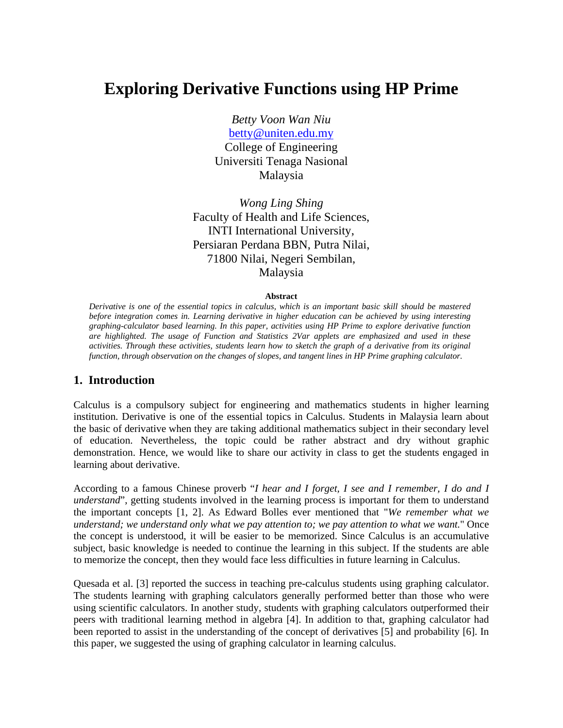# Exploring Derivative Functions using HP Prime

*Betty Voon Wan Niu*
betty@uniten.edu.my
College of Engineering
Universiti Tenaga Nasional
Malaysia

*Wong Ling Shing*
Faculty of Health and Life Sciences,
INTI International University,
Persiaran Perdana BBN, Putra Nilai,
71800 Nilai, Negeri Sembilan,
Malaysia

**Abstract**

*Derivative is one of the essential topics in calculus, which is an important basic skill should be mastered before integration comes in. Learning derivative in higher education can be achieved by using interesting graphing-calculator based learning. In this paper, activities using HP Prime to explore derivative function are highlighted. The usage of Function and Statistics 2Var applets are emphasized and used in these activities. Through these activities, students learn how to sketch the graph of a derivative from its original function, through observation on the changes of slopes, and tangent lines in HP Prime graphing calculator.*

## 1. Introduction

Calculus is a compulsory subject for engineering and mathematics students in higher learning institution. Derivative is one of the essential topics in Calculus. Students in Malaysia learn about the basic of derivative when they are taking additional mathematics subject in their secondary level of education. Nevertheless, the topic could be rather abstract and dry without graphic demonstration. Hence, we would like to share our activity in class to get the students engaged in learning about derivative.

According to a famous Chinese proverb "*I hear and I forget, I see and I remember, I do and I understand*", getting students involved in the learning process is important for them to understand the important concepts [1, 2]. As Edward Bolles ever mentioned that "*We remember what we understand; we understand only what we pay attention to; we pay attention to what we want.*" Once the concept is understood, it will be easier to be memorized. Since Calculus is an accumulative subject, basic knowledge is needed to continue the learning in this subject. If the students are able to memorize the concept, then they would face less difficulties in future learning in Calculus.

Quesada et al. [3] reported the success in teaching pre-calculus students using graphing calculator. The students learning with graphing calculators generally performed better than those who were using scientific calculators. In another study, students with graphing calculators outperformed their peers with traditional learning method in algebra [4]. In addition to that, graphing calculator had been reported to assist in the understanding of the concept of derivatives [5] and probability [6]. In this paper, we suggested the using of graphing calculator in learning calculus.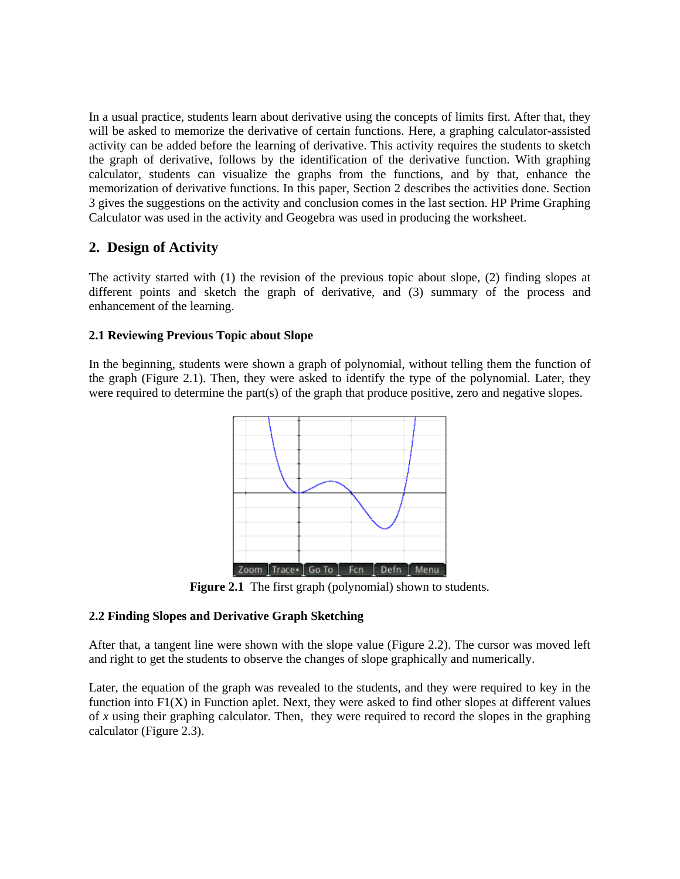In a usual practice, students learn about derivative using the concepts of limits first. After that, they will be asked to memorize the derivative of certain functions. Here, a graphing calculator-assisted activity can be added before the learning of derivative. This activity requires the students to sketch the graph of derivative, follows by the identification of the derivative function. With graphing calculator, students can visualize the graphs from the functions, and by that, enhance the memorization of derivative functions. In this paper, Section 2 describes the activities done. Section 3 gives the suggestions on the activity and conclusion comes in the last section. HP Prime Graphing Calculator was used in the activity and Geogebra was used in producing the worksheet.

## 2. Design of Activity

The activity started with (1) the revision of the previous topic about slope, (2) finding slopes at different points and sketch the graph of derivative, and (3) summary of the process and enhancement of the learning.

### 2.1 Reviewing Previous Topic about Slope

In the beginning, students were shown a graph of polynomial, without telling them the function of the graph (Figure 2.1). Then, they were asked to identify the type of the polynomial. Later, they were required to determine the part(s) of the graph that produce positive, zero and negative slopes.

**Figure 2.1** The first graph (polynomial) shown to students.

### 2.2 Finding Slopes and Derivative Graph Sketching

After that, a tangent line were shown with the slope value (Figure 2.2). The cursor was moved left and right to get the students to observe the changes of slope graphically and numerically.

Later, the equation of the graph was revealed to the students, and they were required to key in the function into F1(X) in Function aplet. Next, they were asked to find other slopes at different values of *x* using their graphing calculator. Then, they were required to record the slopes in the graphing calculator (Figure 2.3).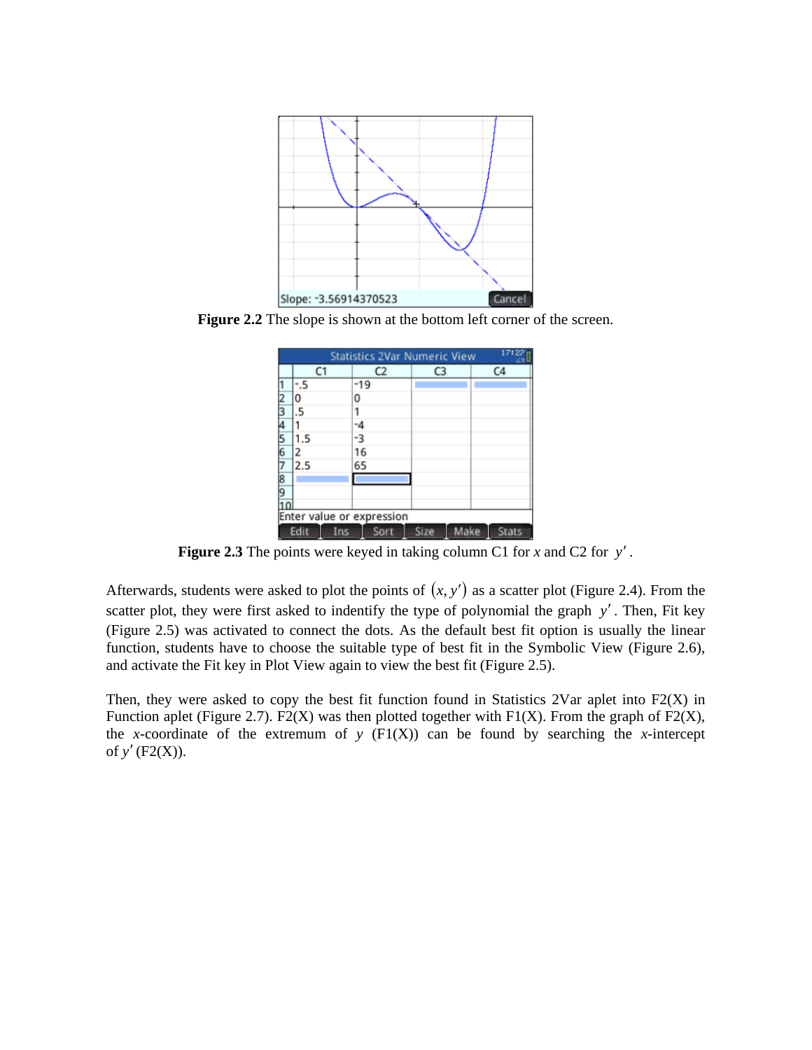**Figure 2.2** The slope is shown at the bottom left corner of the screen.

**Figure 2.3** The points were keyed in taking column C1 for $x$ and C2 for $y'$.

Afterwards, students were asked to plot the points of $(x, y')$ as a scatter plot (Figure 2.4). From the scatter plot, they were first asked to indentify the type of polynomial the graph $y'$. Then, Fit key (Figure 2.5) was activated to connect the dots. As the default best fit option is usually the linear function, students have to choose the suitable type of best fit in the Symbolic View (Figure 2.6), and activate the Fit key in Plot View again to view the best fit (Figure 2.5).

Then, they were asked to copy the best fit function found in Statistics 2Var aplet into F2(X) in Function aplet (Figure 2.7). F2(X) was then plotted together with F1(X). From the graph of F2(X), the $x$-coordinate of the extremum of $y$ (F1(X)) can be found by searching the $x$-intercept of $y'$ (F2(X)).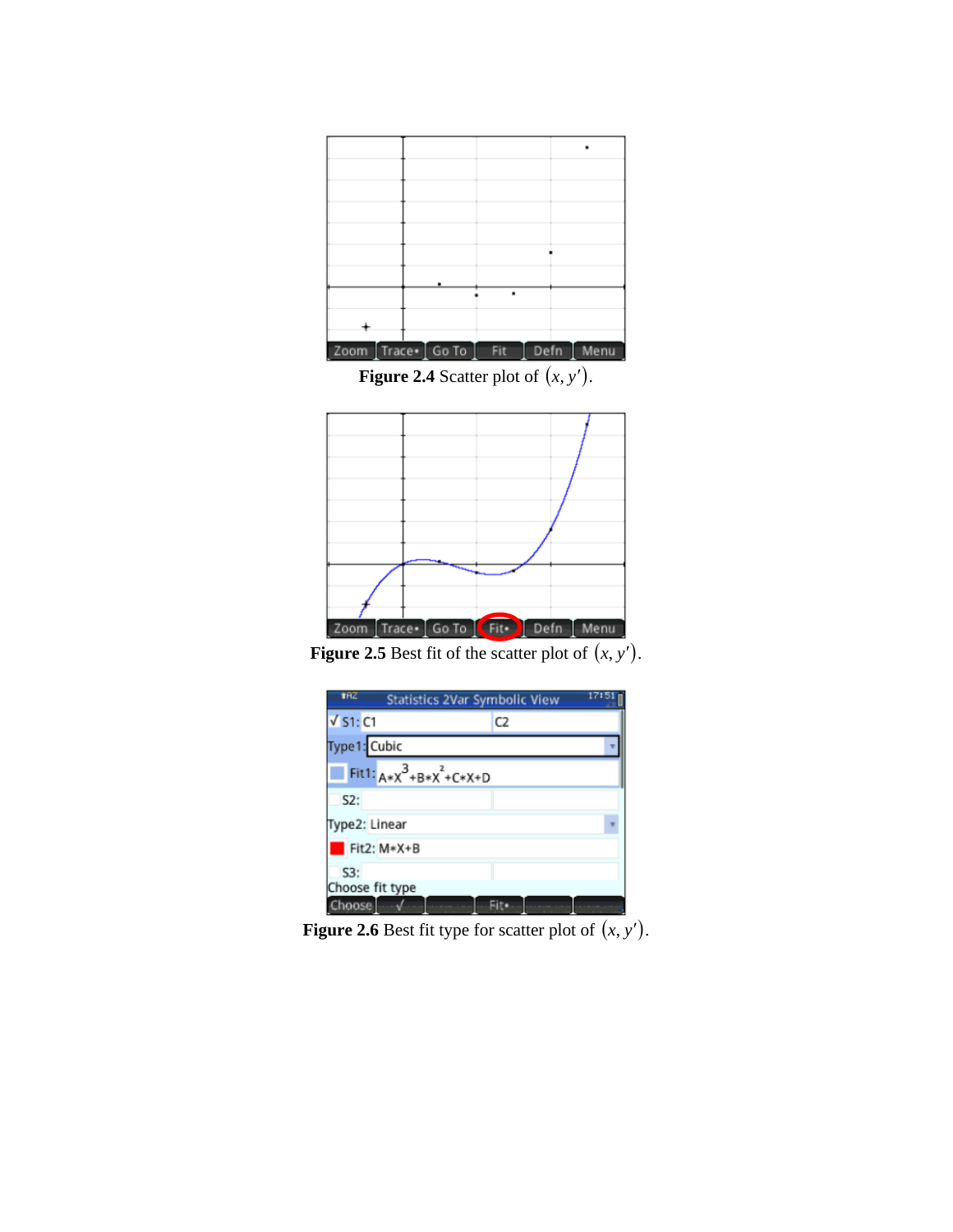**Figure 2.4** Scatter plot of $(x, y')$.

**Figure 2.5** Best fit of the scatter plot of $(x, y')$.

**Figure 2.6** Best fit type for scatter plot of $(x, y')$.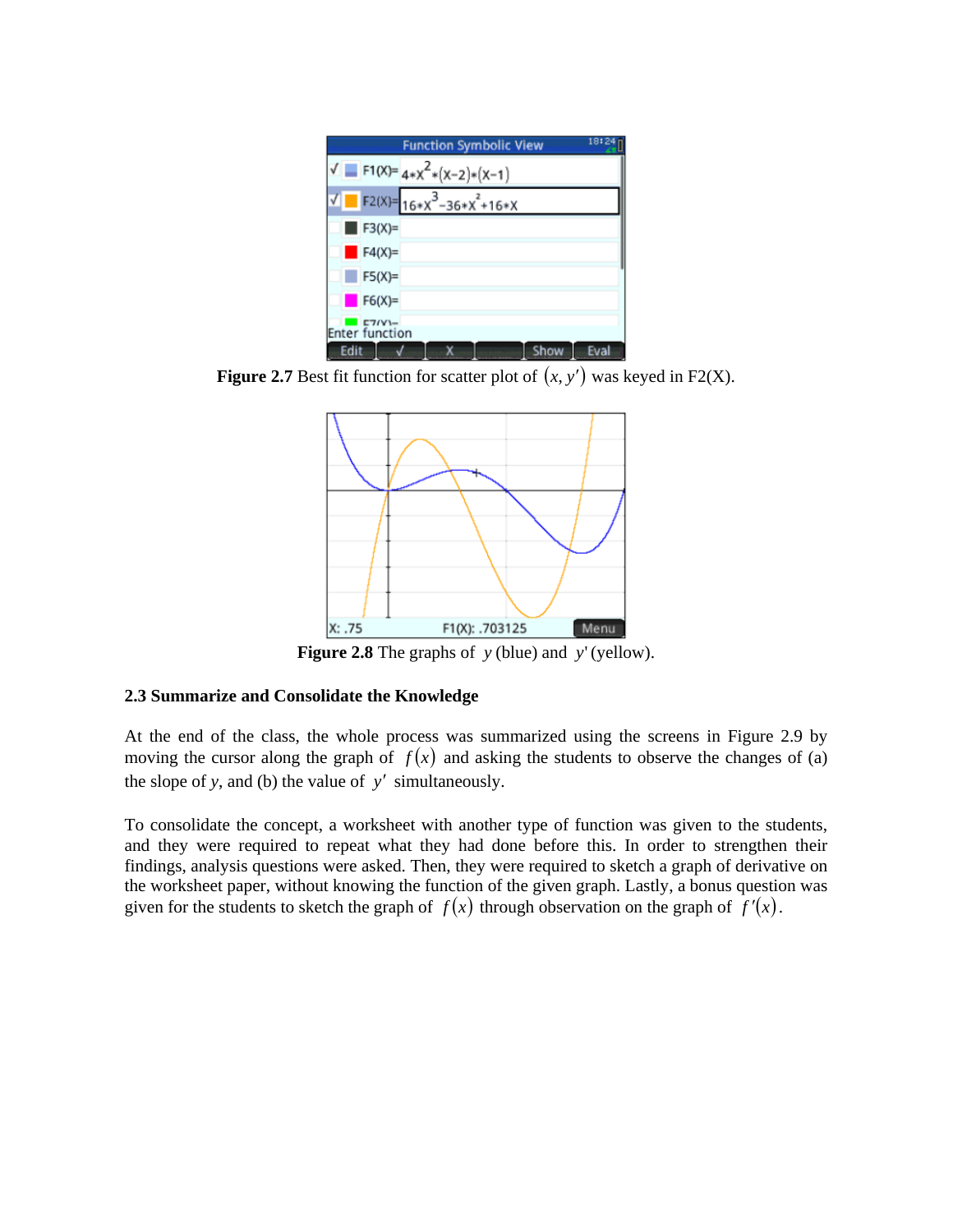**Figure 2.7** Best fit function for scatter plot of $(x, y')$ was keyed in F2(X).

**Figure 2.8** The graphs of $y$ (blue) and $y'$ (yellow).

### 2.3 Summarize and Consolidate the Knowledge

At the end of the class, the whole process was summarized using the screens in Figure 2.9 by moving the cursor along the graph of $f(x)$ and asking the students to observe the changes of (a) the slope of $y$, and (b) the value of $y'$ simultaneously.

To consolidate the concept, a worksheet with another type of function was given to the students, and they were required to repeat what they had done before this. In order to strengthen their findings, analysis questions were asked. Then, they were required to sketch a graph of derivative on the worksheet paper, without knowing the function of the given graph. Lastly, a bonus question was given for the students to sketch the graph of $f(x)$ through observation on the graph of $f'(x)$.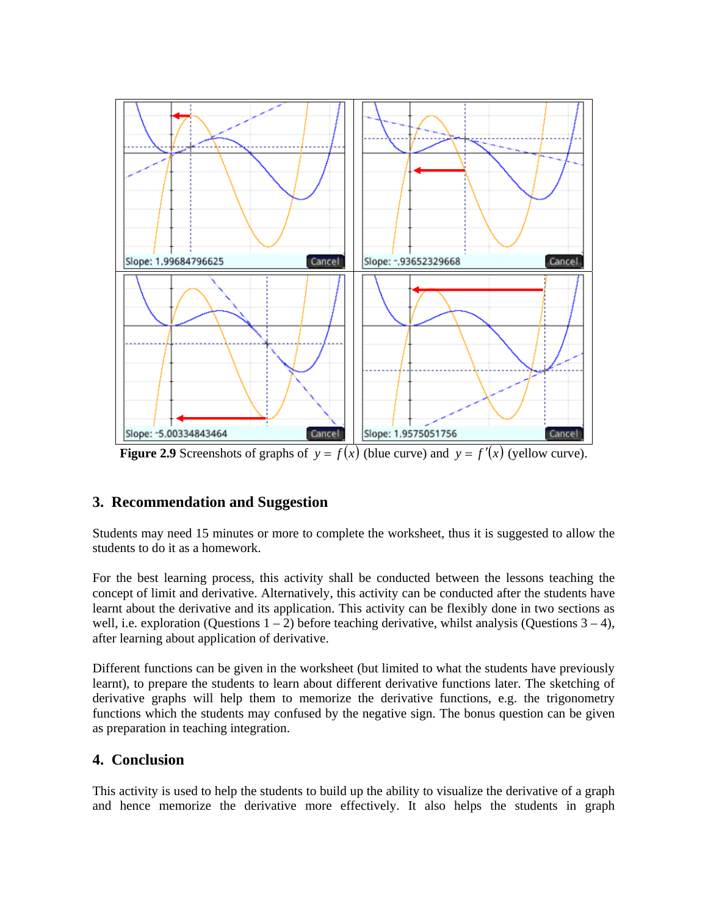**Figure 2.9** Screenshots of graphs of $y = f(x)$ (blue curve) and $y = f'(x)$ (yellow curve).

## 3. Recommendation and Suggestion

Students may need 15 minutes or more to complete the worksheet, thus it is suggested to allow the students to do it as a homework.

For the best learning process, this activity shall be conducted between the lessons teaching the concept of limit and derivative. Alternatively, this activity can be conducted after the students have learnt about the derivative and its application. This activity can be flexibly done in two sections as well, i.e. exploration (Questions 1 – 2) before teaching derivative, whilst analysis (Questions 3 – 4), after learning about application of derivative.

Different functions can be given in the worksheet (but limited to what the students have previously learnt), to prepare the students to learn about different derivative functions later. The sketching of derivative graphs will help them to memorize the derivative functions, e.g. the trigonometry functions which the students may confused by the negative sign. The bonus question can be given as preparation in teaching integration.

## 4. Conclusion

This activity is used to help the students to build up the ability to visualize the derivative of a graph and hence memorize the derivative more effectively. It also helps the students in graph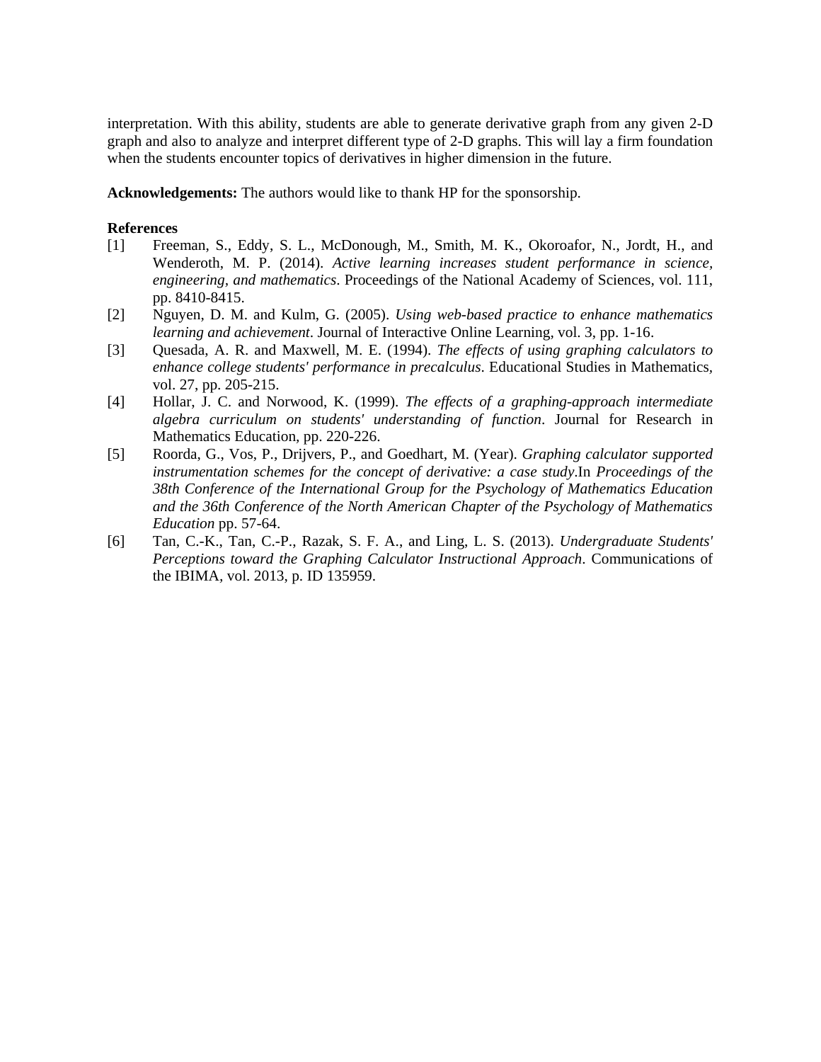interpretation. With this ability, students are able to generate derivative graph from any given 2-D graph and also to analyze and interpret different type of 2-D graphs. This will lay a firm foundation when the students encounter topics of derivatives in higher dimension in the future.

**Acknowledgements:** The authors would like to thank HP for the sponsorship.

**References**

[1] Freeman, S., Eddy, S. L., McDonough, M., Smith, M. K., Okoroafor, N., Jordt, H., and Wenderoth, M. P. (2014). *Active learning increases student performance in science, engineering, and mathematics*. Proceedings of the National Academy of Sciences, vol. 111, pp. 8410-8415.

[2] Nguyen, D. M. and Kulm, G. (2005). *Using web-based practice to enhance mathematics learning and achievement*. Journal of Interactive Online Learning, vol. 3, pp. 1-16.

[3] Quesada, A. R. and Maxwell, M. E. (1994). *The effects of using graphing calculators to enhance college students' performance in precalculus*. Educational Studies in Mathematics, vol. 27, pp. 205-215.

[4] Hollar, J. C. and Norwood, K. (1999). *The effects of a graphing-approach intermediate algebra curriculum on students' understanding of function*. Journal for Research in Mathematics Education, pp. 220-226.

[5] Roorda, G., Vos, P., Drijvers, P., and Goedhart, M. (Year). *Graphing calculator supported instrumentation schemes for the concept of derivative: a case study*.In *Proceedings of the 38th Conference of the International Group for the Psychology of Mathematics Education and the 36th Conference of the North American Chapter of the Psychology of Mathematics Education* pp. 57-64.

[6] Tan, C.-K., Tan, C.-P., Razak, S. F. A., and Ling, L. S. (2013). *Undergraduate Students' Perceptions toward the Graphing Calculator Instructional Approach*. Communications of the IBIMA, vol. 2013, p. ID 135959.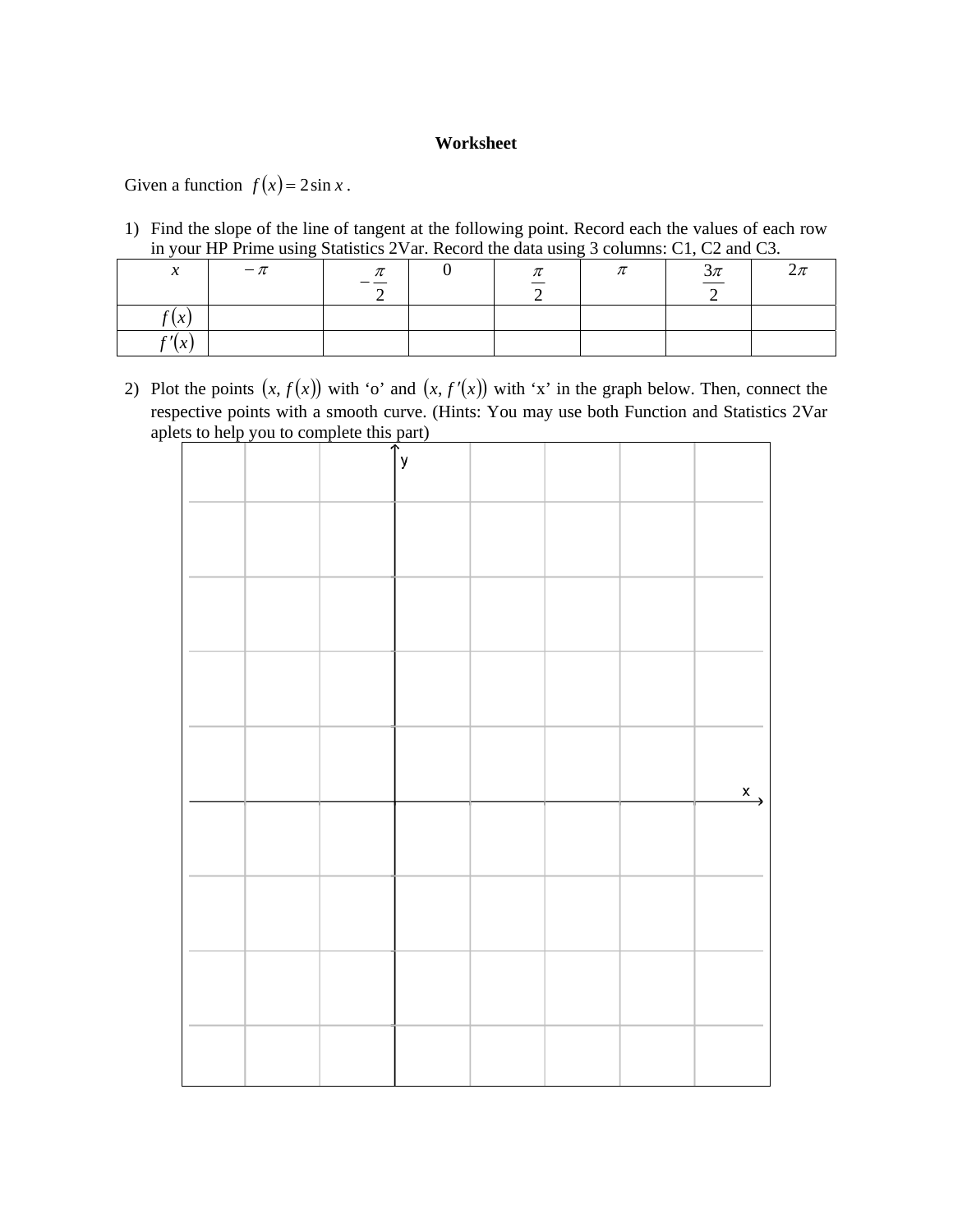**Worksheet**

Given a function $f(x) = 2\sin x$.

1) Find the slope of the line of tangent at the following point. Record each the values of each row in your HP Prime using Statistics 2Var. Record the data using 3 columns: C1, C2 and C3.

| $x$ | $-\pi$ | $-\frac{\pi}{2}$ | $0$ | $\frac{\pi}{2}$ | $\pi$ | $\frac{3\pi}{2}$ | $2\pi$ |
|---|---|---|---|---|---|---|---|
| $f(x)$ | | | | | | | |
| $f'(x)$ | | | | | | | |

2) Plot the points $(x, f(x))$ with 'o' and $(x, f'(x))$ with 'x' in the graph below. Then, connect the respective points with a smooth curve. (Hints: You may use both Function and Statistics 2Var aplets to help you to complete this part)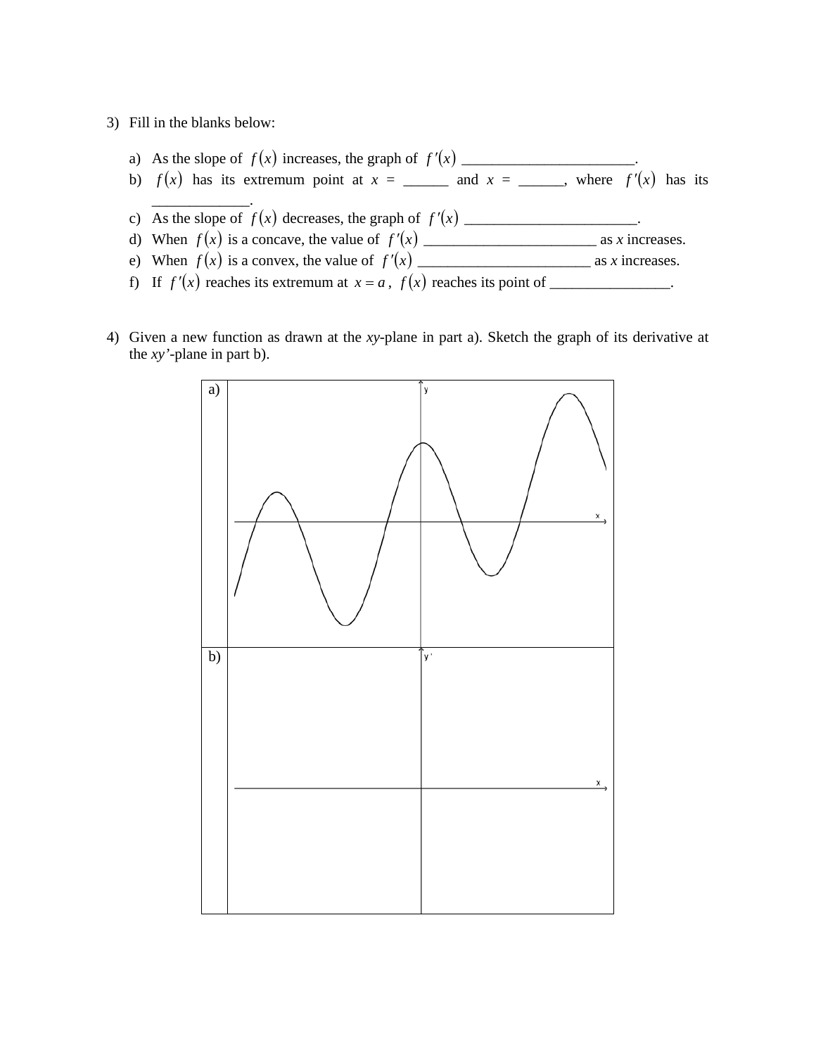3) Fill in the blanks below:

   a) As the slope of $f(x)$ increases, the graph of $f'(x)$ _______________________.
   b) $f(x)$ has its extremum point at $x$ = ______ and $x$ = ______, where $f'(x)$ has its _____________.
   c) As the slope of $f(x)$ decreases, the graph of $f'(x)$ _______________________.
   d) When $f(x)$ is a concave, the value of $f'(x)$ _______________________ as $x$ increases.
   e) When $f(x)$ is a convex, the value of $f'(x)$ _______________________ as $x$ increases.
   f) If $f'(x)$ reaches its extremum at $x = a$, $f(x)$ reaches its point of ________________.

4) Given a new function as drawn at the *xy*-plane in part a). Sketch the graph of its derivative at the *xy'*-plane in part b).

a)

b)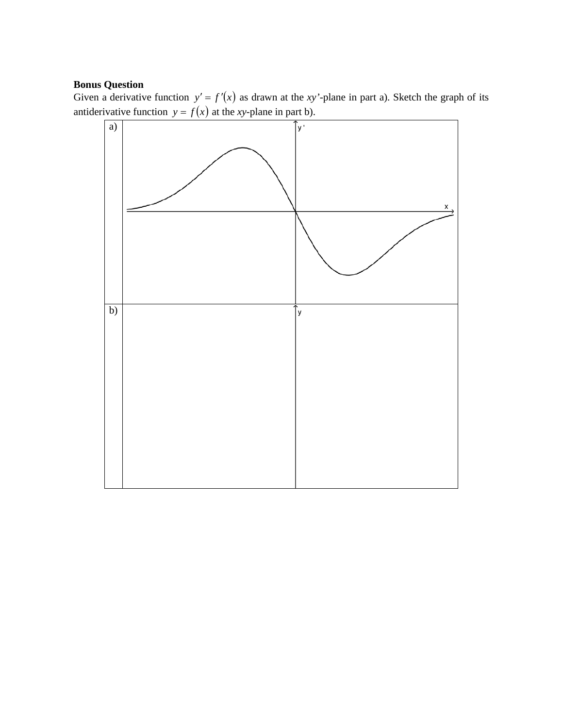**Bonus Question**

Given a derivative function $y' = f'(x)$ as drawn at the *xy'*-plane in part a). Sketch the graph of its antiderivative function $y = f(x)$ at the *xy*-plane in part b).

a)

y '

x

b)

y